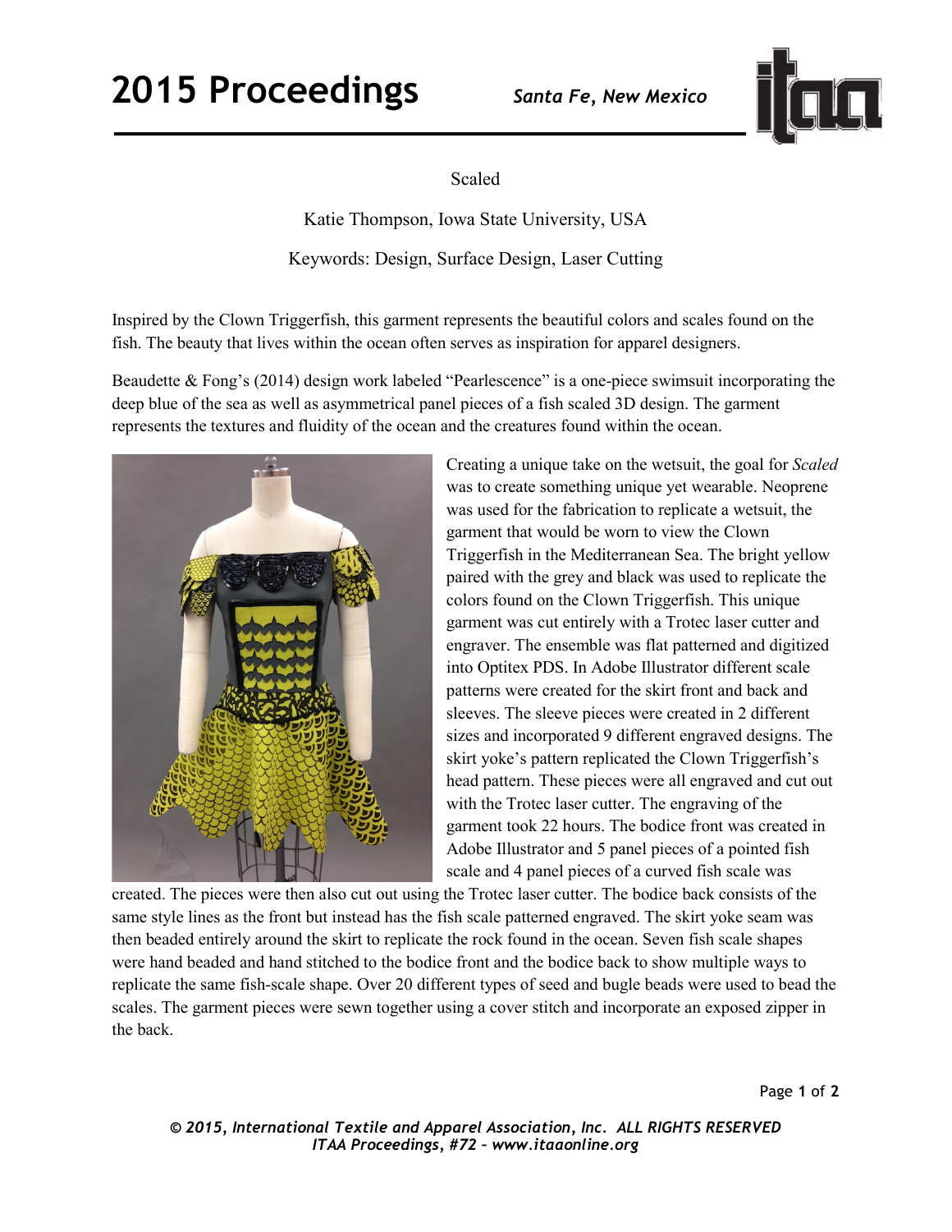# Scaled

Katie Thompson, Iowa State University, USA

Keywords: Design, Surface Design, Laser Cutting

Inspired by the Clown Triggerfish, this garment represents the beautiful colors and scales found on the fish. The beauty that lives within the ocean often serves as inspiration for apparel designers.

Beaudette & Fong's (2014) design work labeled "Pearlescence" is a one-piece swimsuit incorporating the deep blue of the sea as well as asymmetrical panel pieces of a fish scaled 3D design. The garment represents the textures and fluidity of the ocean and the creatures found within the ocean.

Creating a unique take on the wetsuit, the goal for *Scaled* was to create something unique yet wearable. Neoprene was used for the fabrication to replicate a wetsuit, the garment that would be worn to view the Clown Triggerfish in the Mediterranean Sea. The bright yellow paired with the grey and black was used to replicate the colors found on the Clown Triggerfish. This unique garment was cut entirely with a Trotec laser cutter and engraver. The ensemble was flat patterned and digitized into Optitex PDS. In Adobe Illustrator different scale patterns were created for the skirt front and back and sleeves. The sleeve pieces were created in 2 different sizes and incorporated 9 different engraved designs. The skirt yoke's pattern replicated the Clown Triggerfish's head pattern. These pieces were all engraved and cut out with the Trotec laser cutter. The engraving of the garment took 22 hours. The bodice front was created in Adobe Illustrator and 5 panel pieces of a pointed fish scale and 4 panel pieces of a curved fish scale was created. The pieces were then also cut out using the Trotec laser cutter. The bodice back consists of the same style lines as the front but instead has the fish scale patterned engraved. The skirt yoke seam was then beaded entirely around the skirt to replicate the rock found in the ocean. Seven fish scale shapes were hand beaded and hand stitched to the bodice front and the bodice back to show multiple ways to replicate the same fish-scale shape. Over 20 different types of seed and bugle beads were used to bead the scales. The garment pieces were sewn together using a cover stitch and incorporate an exposed zipper in the back.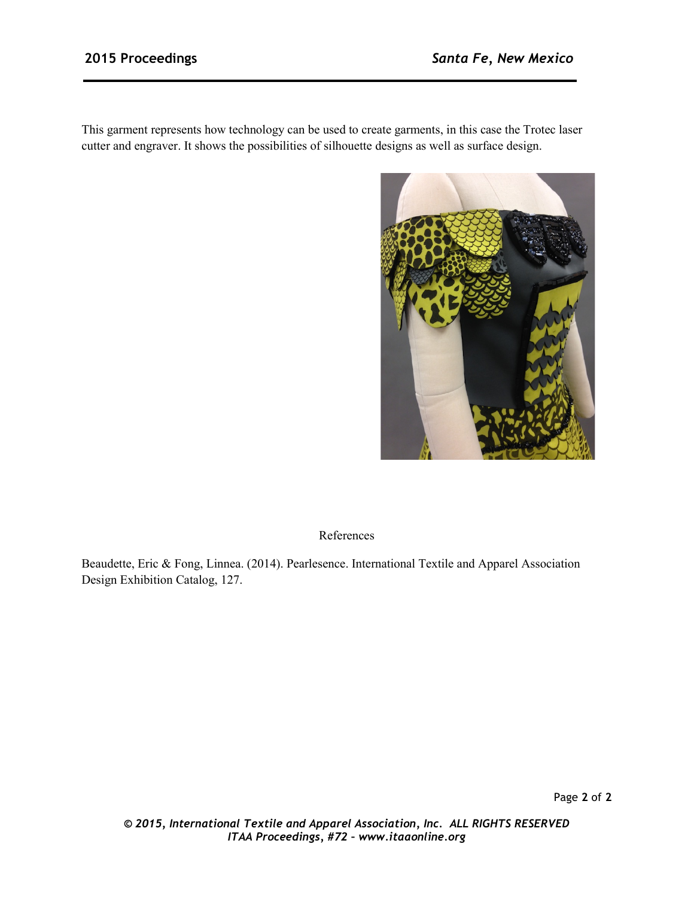This garment represents how technology can be used to create garments, in this case the Trotec laser cutter and engraver. It shows the possibilities of silhouette designs as well as surface design.

References

Beaudette, Eric & Fong, Linnea. (2014). Pearlesence. International Textile and Apparel Association Design Exhibition Catalog, 127.